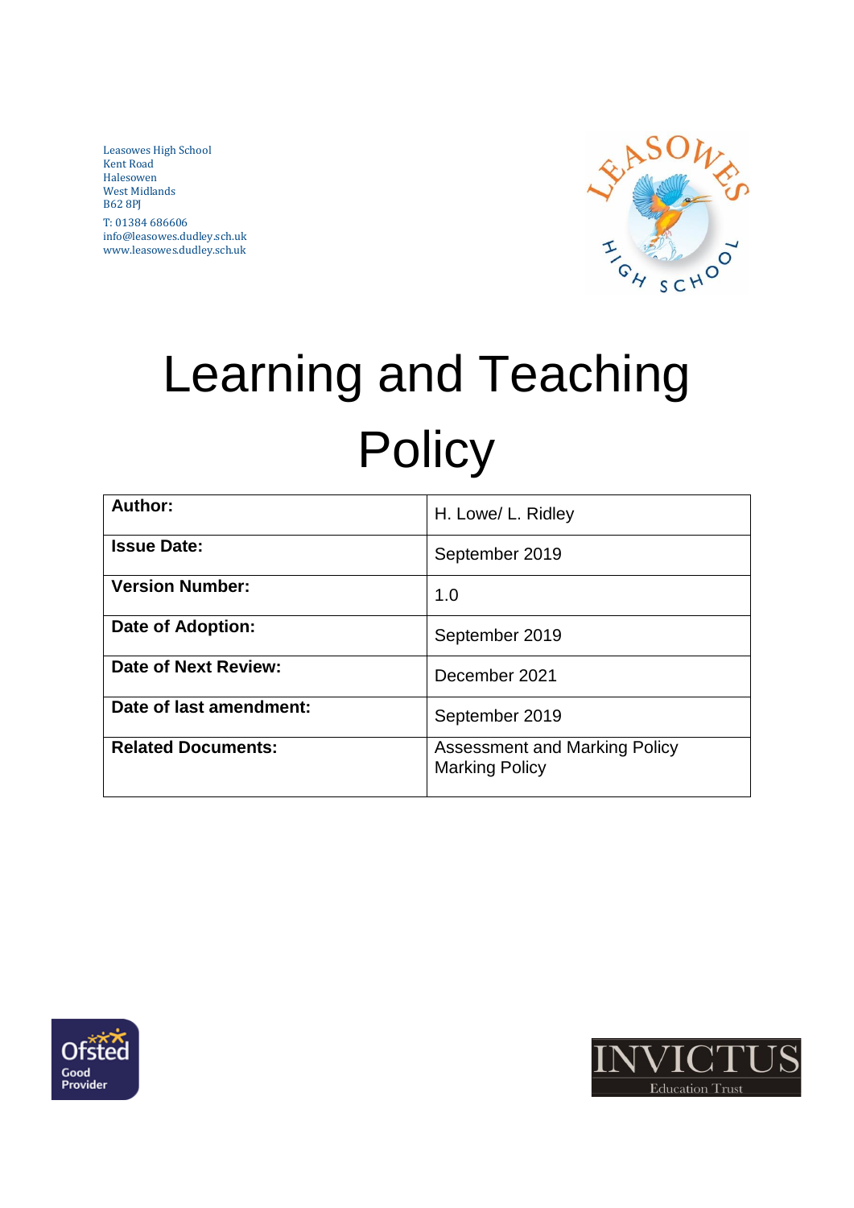Leasowes High School
Kent Road
Halesowen
West Midlands
B62 8PJ

T: 01384 686606
info@leasowes.dudley.sch.uk
www.leasowes.dudley.sch.uk

# Learning and Teaching Policy

| | |
|---|---|
| **Author:** | H. Lowe/ L. Ridley |
| **Issue Date:** | September 2019 |
| **Version Number:** | 1.0 |
| **Date of Adoption:** | September 2019 |
| **Date of Next Review:** | December 2021 |
| **Date of last amendment:** | September 2019 |
| **Related Documents:** | Assessment and Marking Policy<br>Marking Policy |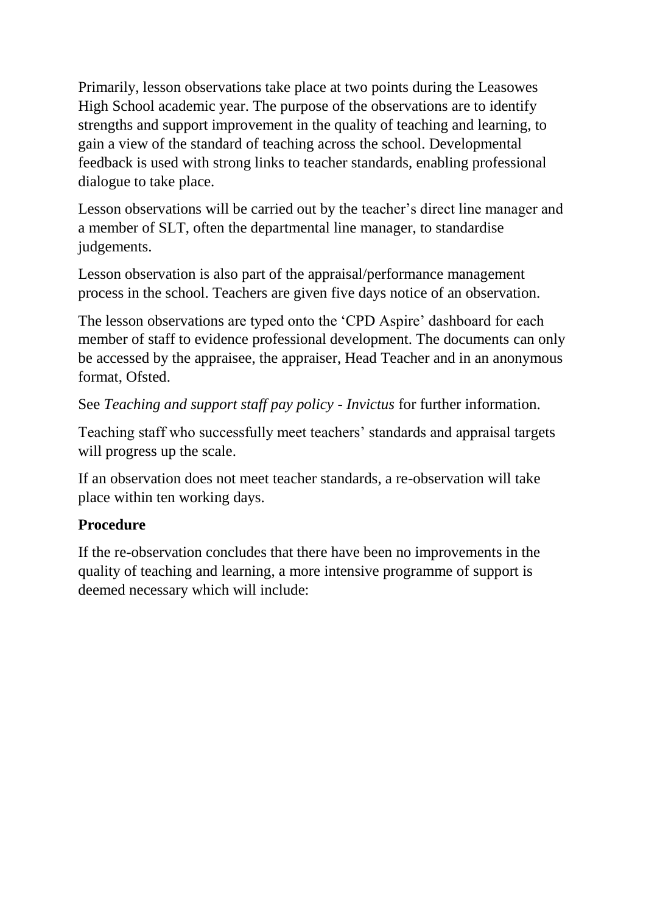Primarily, lesson observations take place at two points during the Leasowes High School academic year. The purpose of the observations are to identify strengths and support improvement in the quality of teaching and learning, to gain a view of the standard of teaching across the school. Developmental feedback is used with strong links to teacher standards, enabling professional dialogue to take place.

Lesson observations will be carried out by the teacher's direct line manager and a member of SLT, often the departmental line manager, to standardise judgements.

Lesson observation is also part of the appraisal/performance management process in the school. Teachers are given five days notice of an observation.

The lesson observations are typed onto the 'CPD Aspire' dashboard for each member of staff to evidence professional development. The documents can only be accessed by the appraisee, the appraiser, Head Teacher and in an anonymous format, Ofsted.

See *Teaching and support staff pay policy - Invictus* for further information.

Teaching staff who successfully meet teachers' standards and appraisal targets will progress up the scale.

If an observation does not meet teacher standards, a re-observation will take place within ten working days.

**Procedure**

If the re-observation concludes that there have been no improvements in the quality of teaching and learning, a more intensive programme of support is deemed necessary which will include: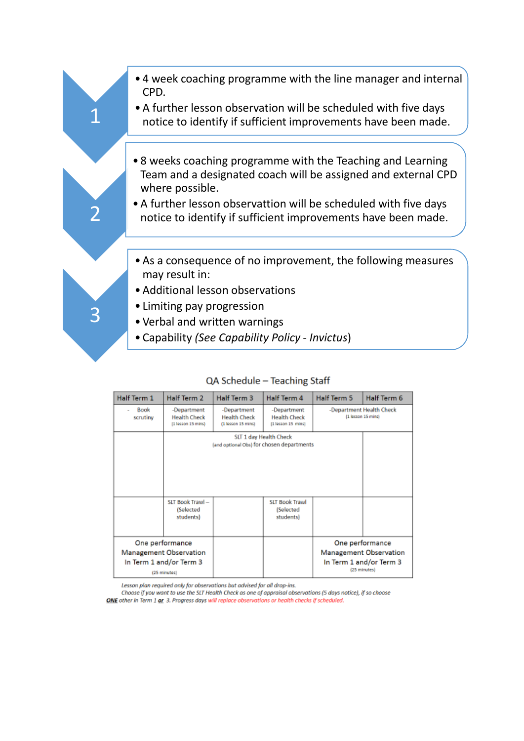**1**

- 4 week coaching programme with the line manager and internal CPD.
- A further lesson observation will be scheduled with five days notice to identify if sufficient improvements have been made.

**2**

- 8 weeks coaching programme with the Teaching and Learning Team and a designated coach will be assigned and external CPD where possible.
- A further lesson observattion will be scheduled with five days notice to identify if sufficient improvements have been made.

**3**

- As a consequence of no improvement, the following measures may result in:
- Additional lesson observations
- Limiting pay progression
- Verbal and written warnings
- Capability *(See Capability Policy - Invictus)*

### QA Schedule – Teaching Staff

| Half Term 1 | Half Term 2 | Half Term 3 | Half Term 4 | Half Term 5 | Half Term 6 |
|---|---|---|---|---|---|
| - Book scrutiny | -Department Health Check (1 lesson 15 mins) | -Department Health Check (1 lesson 15 mins) | -Department Health Check (1 lesson 15 mins) | -Department Health Check (1 lesson 15 mins) | |
| | SLT 1 day Health Check (and optional Obs) for chosen departments | | | | |
| | SLT Book Trawl – (Selected students) | | SLT Book Trawl (Selected students) | | |
| One performance Management Observation In Term 1 and/or Term 3 (25 minutes) | | | | One performance Management Observation In Term 1 and/or Term 3 (25 minutes) | |

*Lesson plan required only for observations but advised for all drop-ins.*
*Choose if you want to use the SLT Health Check as one of appraisal observations (5 days notice), if so choose* ***ONE*** *other in Term 1* ***or*** *3. Progress days will replace observations or health checks if scheduled.*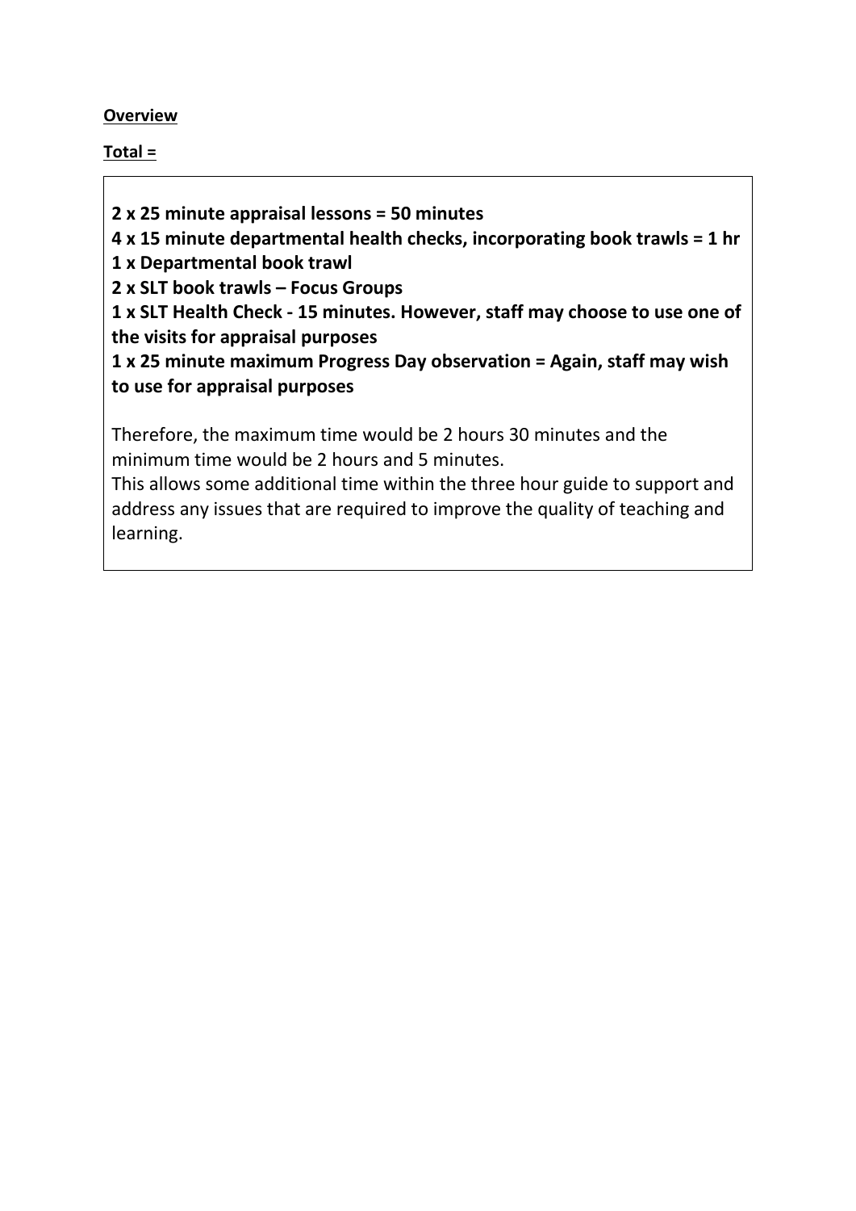**Overview**

**Total =**

**2 x 25 minute appraisal lessons = 50 minutes**
**4 x 15 minute departmental health checks, incorporating book trawls = 1 hr**
**1 x Departmental book trawl**
**2 x SLT book trawls – Focus Groups**
**1 x SLT Health Check - 15 minutes. However, staff may choose to use one of the visits for appraisal purposes**
**1 x 25 minute maximum Progress Day observation = Again, staff may wish to use for appraisal purposes**

Therefore, the maximum time would be 2 hours 30 minutes and the minimum time would be 2 hours and 5 minutes.
This allows some additional time within the three hour guide to support and address any issues that are required to improve the quality of teaching and learning.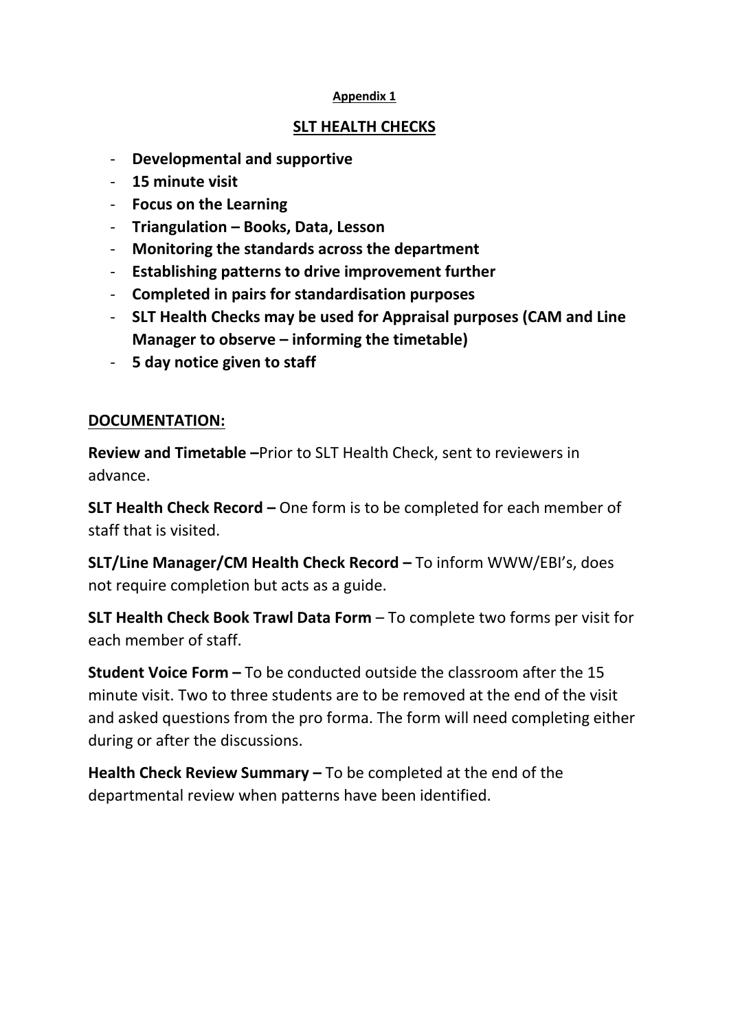**Appendix 1**

## SLT HEALTH CHECKS

- **Developmental and supportive**
- **15 minute visit**
- **Focus on the Learning**
- **Triangulation – Books, Data, Lesson**
- **Monitoring the standards across the department**
- **Establishing patterns to drive improvement further**
- **Completed in pairs for standardisation purposes**
- **SLT Health Checks may be used for Appraisal purposes (CAM and Line Manager to observe – informing the timetable)**
- **5 day notice given to staff**

### DOCUMENTATION:

**Review and Timetable –**Prior to SLT Health Check, sent to reviewers in advance.

**SLT Health Check Record –** One form is to be completed for each member of staff that is visited.

**SLT/Line Manager/CM Health Check Record –** To inform WWW/EBI's, does not require completion but acts as a guide.

**SLT Health Check Book Trawl Data Form** – To complete two forms per visit for each member of staff.

**Student Voice Form –** To be conducted outside the classroom after the 15 minute visit. Two to three students are to be removed at the end of the visit and asked questions from the pro forma. The form will need completing either during or after the discussions.

**Health Check Review Summary –** To be completed at the end of the departmental review when patterns have been identified.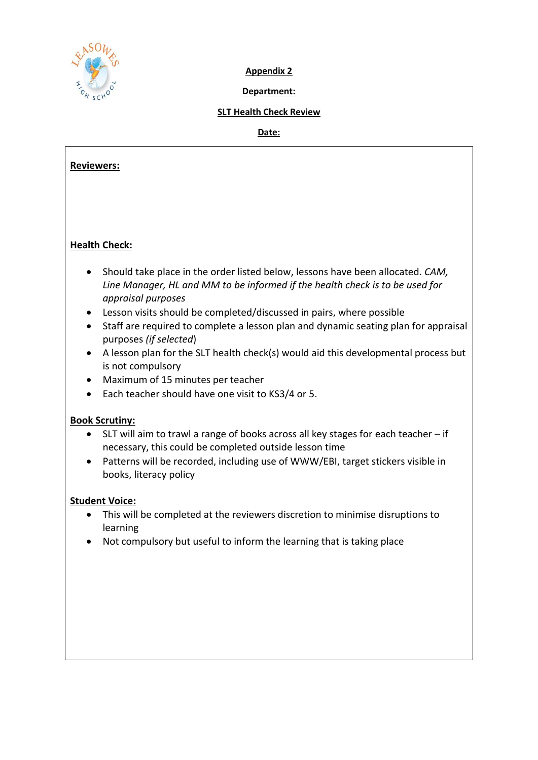**Appendix 2**

**Department:**

**SLT Health Check Review**

**Date:**

**Reviewers:**

**Health Check:**

- Should take place in the order listed below, lessons have been allocated. *CAM, Line Manager, HL and MM to be informed if the health check is to be used for appraisal purposes*
- Lesson visits should be completed/discussed in pairs, where possible
- Staff are required to complete a lesson plan and dynamic seating plan for appraisal purposes *(if selected)*
- A lesson plan for the SLT health check(s) would aid this developmental process but is not compulsory
- Maximum of 15 minutes per teacher
- Each teacher should have one visit to KS3/4 or 5.

**Book Scrutiny:**

- SLT will aim to trawl a range of books across all key stages for each teacher – if necessary, this could be completed outside lesson time
- Patterns will be recorded, including use of WWW/EBI, target stickers visible in books, literacy policy

**Student Voice:**

- This will be completed at the reviewers discretion to minimise disruptions to learning
- Not compulsory but useful to inform the learning that is taking place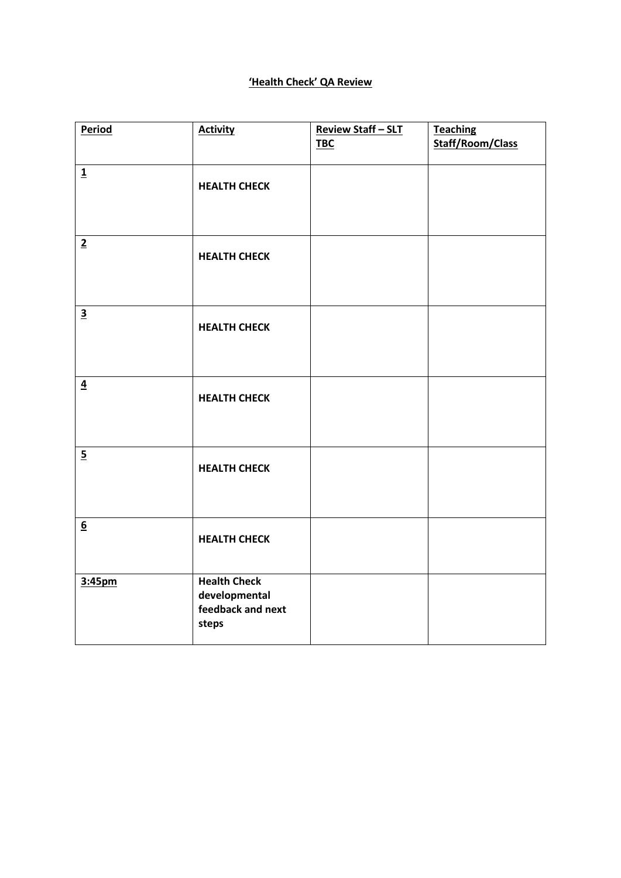# 'Health Check' QA Review

| Period | Activity | Review Staff – SLT TBC | Teaching Staff/Room/Class |
|---|---|---|---|
| 1 | HEALTH CHECK | | |
| 2 | HEALTH CHECK | | |
| 3 | HEALTH CHECK | | |
| 4 | HEALTH CHECK | | |
| 5 | HEALTH CHECK | | |
| 6 | HEALTH CHECK | | |
| 3:45pm | Health Check developmental feedback and next steps | | |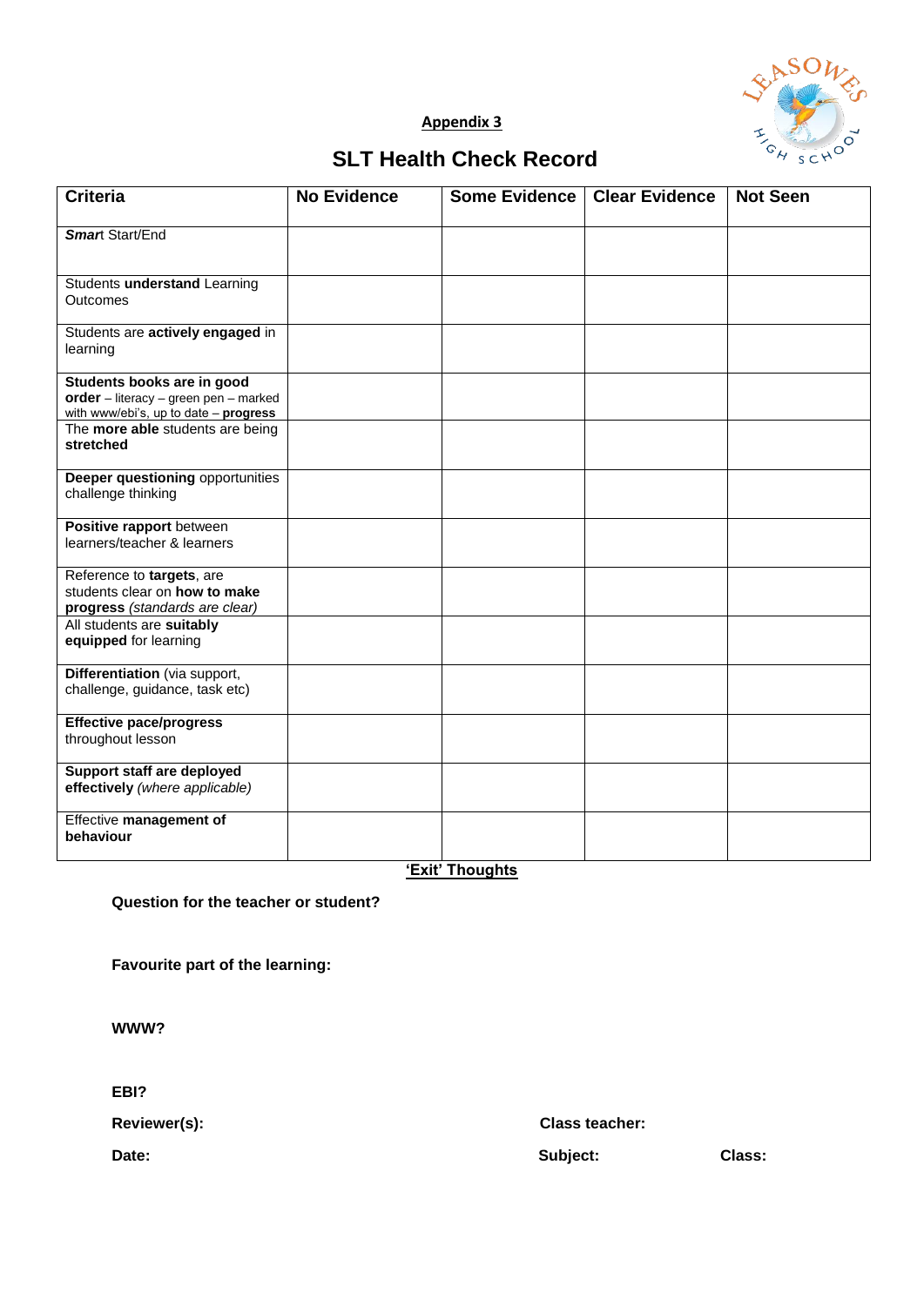**Appendix 3**

## SLT Health Check Record

| Criteria | No Evidence | Some Evidence | Clear Evidence | Not Seen |
|---|---|---|---|---|
| ***Smar**t Start/End* | | | | |
| Students **understand** Learning Outcomes | | | | |
| Students are **actively engaged** in learning | | | | |
| **Students books are in good order** – literacy – green pen – marked with www/ebi's, up to date – **progress** | | | | |
| The **more able** students are being **stretched** | | | | |
| **Deeper questioning** opportunities challenge thinking | | | | |
| **Positive rapport** between learners/teacher & learners | | | | |
| Reference to **targets**, are students clear on **how to make progress** *(standards are clear)* | | | | |
| All students are **suitably equipped** for learning | | | | |
| **Differentiation** (via support, challenge, guidance, task etc) | | | | |
| **Effective pace/progress** throughout lesson | | | | |
| **Support staff are deployed effectively** *(where applicable)* | | | | |
| Effective **management of behaviour** | | | | |

**'Exit' Thoughts**

**Question for the teacher or student?**

**Favourite part of the learning:**

**WWW?**

**EBI?**

**Reviewer(s):** **Class teacher:**

**Date:** **Subject:** **Class:**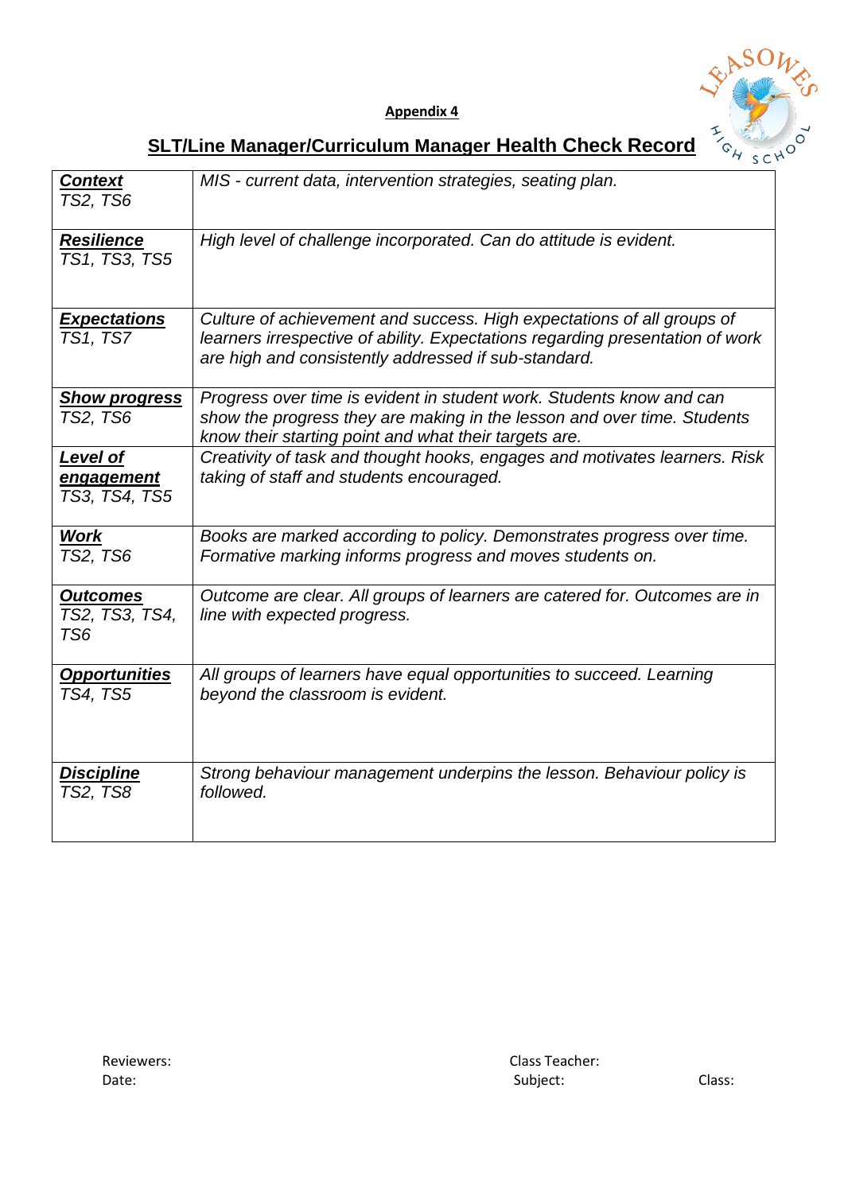**Appendix 4**

## SLT/Line Manager/Curriculum Manager Health Check Record

| | |
|---|---|
| ***Context***<br>*TS2, TS6* | *MIS - current data, intervention strategies, seating plan.* |
| ***Resilience***<br>*TS1, TS3, TS5* | *High level of challenge incorporated. Can do attitude is evident.* |
| ***Expectations***<br>*TS1, TS7* | *Culture of achievement and success. High expectations of all groups of learners irrespective of ability. Expectations regarding presentation of work are high and consistently addressed if sub-standard.* |
| ***Show progress***<br>*TS2, TS6* | *Progress over time is evident in student work. Students know and can show the progress they are making in the lesson and over time. Students know their starting point and what their targets are.* |
| ***Level of engagement***<br>*TS3, TS4, TS5* | *Creativity of task and thought hooks, engages and motivates learners. Risk taking of staff and students encouraged.* |
| ***Work***<br>*TS2, TS6* | *Books are marked according to policy. Demonstrates progress over time. Formative marking informs progress and moves students on.* |
| ***Outcomes***<br>*TS2, TS3, TS4, TS6* | *Outcome are clear. All groups of learners are catered for. Outcomes are in line with expected progress.* |
| ***Opportunities***<br>*TS4, TS5* | *All groups of learners have equal opportunities to succeed. Learning beyond the classroom is evident.* |
| ***Discipline***<br>*TS2, TS8* | *Strong behaviour management underpins the lesson. Behaviour policy is followed.* |

Reviewers:  
Date:

Class Teacher:  
Subject: Class: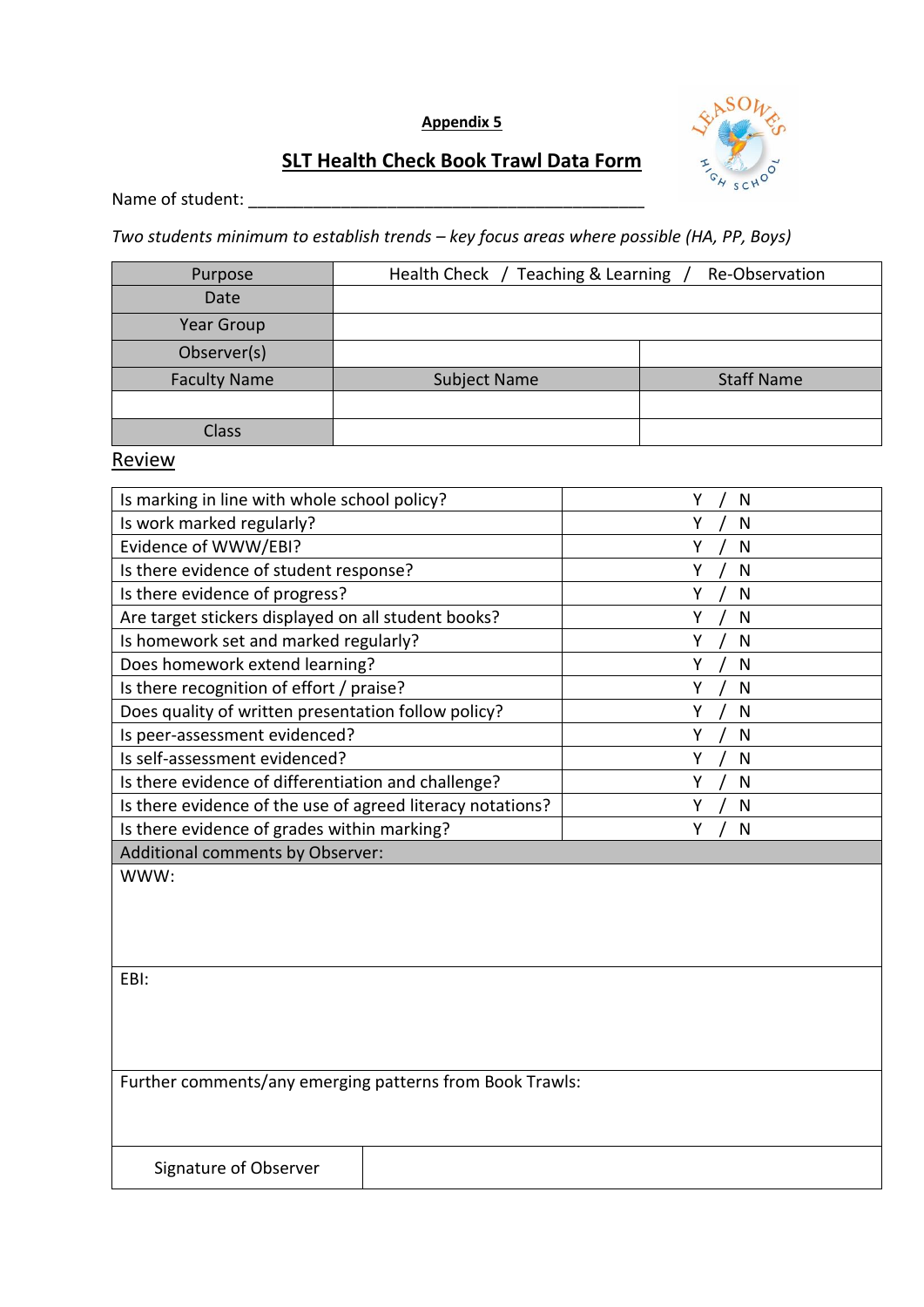**Appendix 5**

## SLT Health Check Book Trawl Data Form

Name of student: ____________________________________________

*Two students minimum to establish trends – key focus areas where possible (HA, PP, Boys)*

| Purpose | Health Check / Teaching & Learning / Re-Observation | |
|---|---|---|
| Date | | |
| Year Group | | |
| Observer(s) | | |
| Faculty Name | Subject Name | Staff Name |
| | | |
| Class | | |

### Review

| Question | Y / N |
|---|---|
| Is marking in line with whole school policy? | Y / N |
| Is work marked regularly? | Y / N |
| Evidence of WWW/EBI? | Y / N |
| Is there evidence of student response? | Y / N |
| Is there evidence of progress? | Y / N |
| Are target stickers displayed on all student books? | Y / N |
| Is homework set and marked regularly? | Y / N |
| Does homework extend learning? | Y / N |
| Is there recognition of effort / praise? | Y / N |
| Does quality of written presentation follow policy? | Y / N |
| Is peer-assessment evidenced? | Y / N |
| Is self-assessment evidenced? | Y / N |
| Is there evidence of differentiation and challenge? | Y / N |
| Is there evidence of the use of agreed literacy notations? | Y / N |
| Is there evidence of grades within marking? | Y / N |

Additional comments by Observer:

WWW:

EBI:

Further comments/any emerging patterns from Book Trawls:

| Signature of Observer | |
|---|---|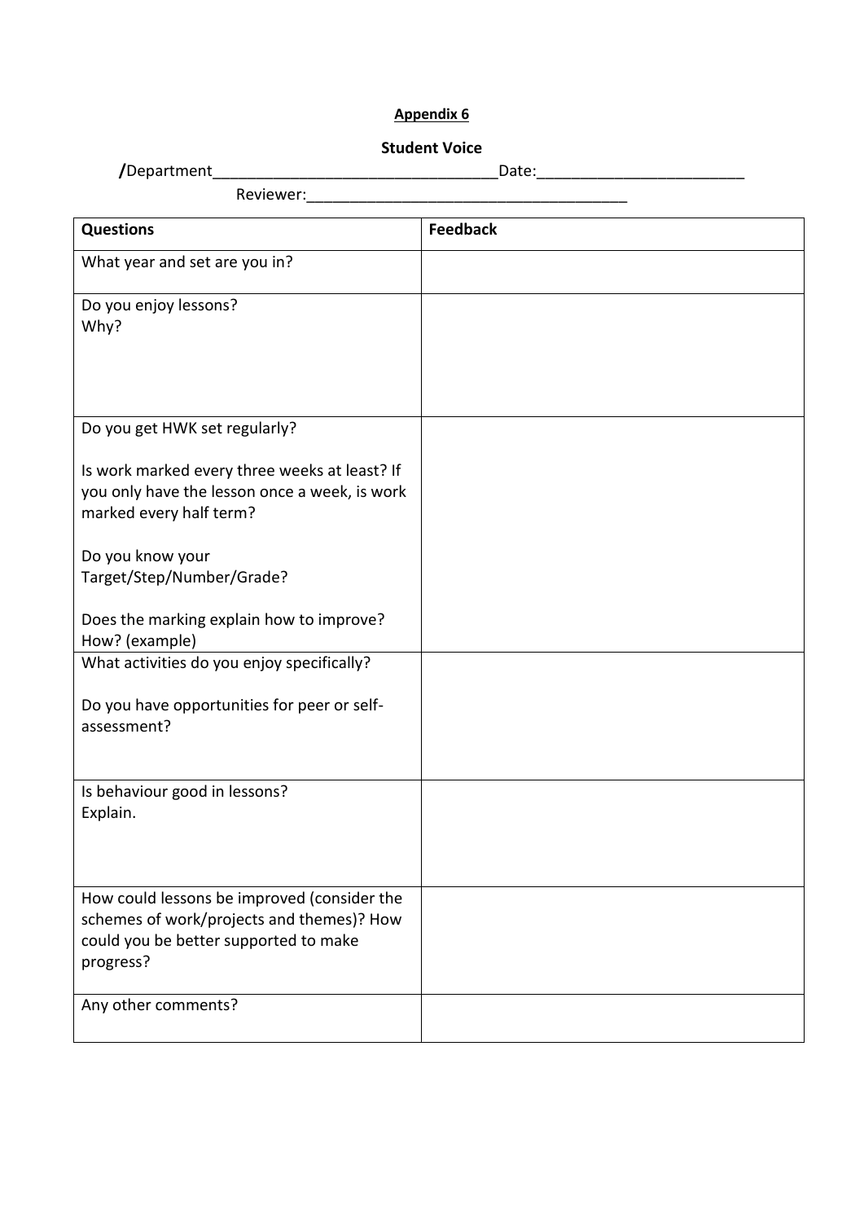**Appendix 6**

**Student Voice**

**/**Department_________________________________Date:________________________

Reviewer:_____________________________________

| **Questions** | **Feedback** |
|---|---|
| What year and set are you in? | |
| Do you enjoy lessons?<br>Why? | |
| Do you get HWK set regularly?<br><br>Is work marked every three weeks at least? If you only have the lesson once a week, is work marked every half term?<br><br>Do you know your Target/Step/Number/Grade?<br><br>Does the marking explain how to improve? How? (example) | |
| What activities do you enjoy specifically?<br><br>Do you have opportunities for peer or self-assessment? | |
| Is behaviour good in lessons?<br>Explain. | |
| How could lessons be improved (consider the schemes of work/projects and themes)? How could you be better supported to make progress? | |
| Any other comments? | |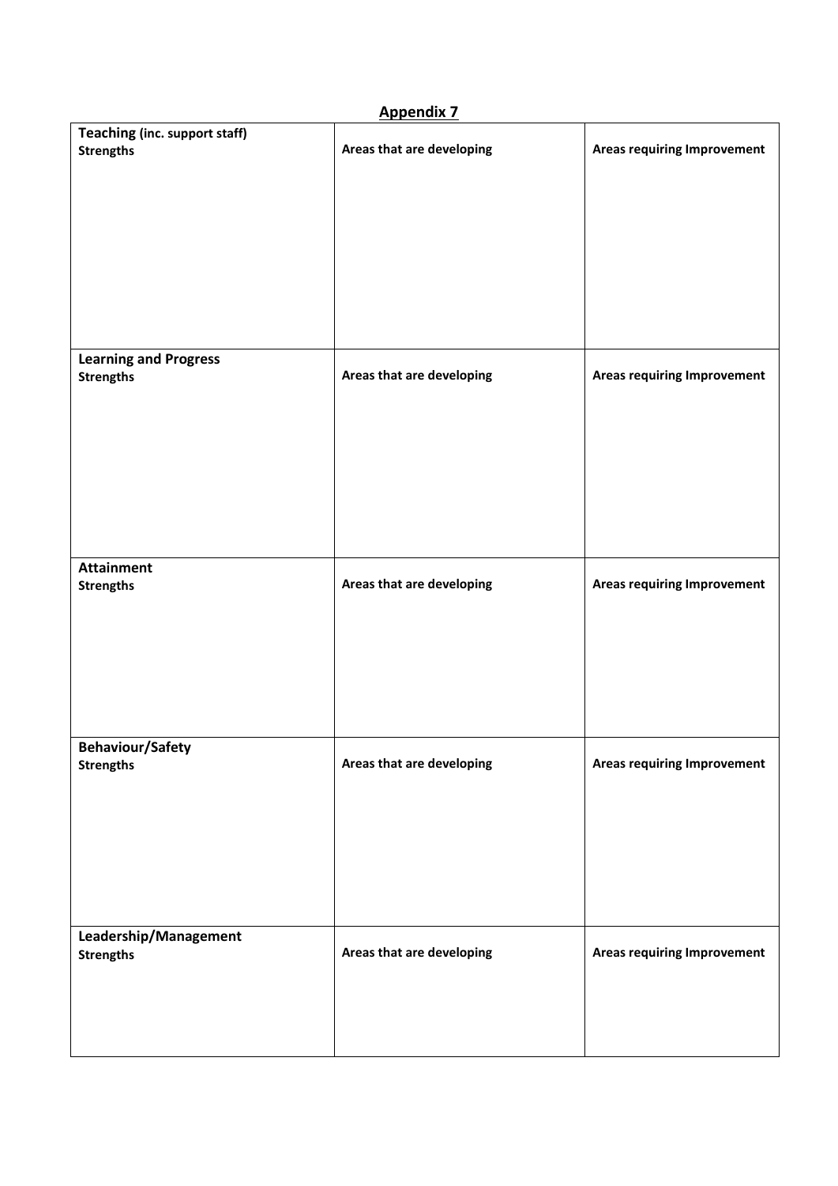## Appendix 7

| Teaching (inc. support staff)<br>**Strengths** | **Areas that are developing** | **Areas requiring Improvement** |
|---|---|---|
| | | |
| **Learning and Progress**<br>**Strengths** | **Areas that are developing** | **Areas requiring Improvement** |
| | | |
| **Attainment**<br>**Strengths** | **Areas that are developing** | **Areas requiring Improvement** |
| | | |
| **Behaviour/Safety**<br>**Strengths** | **Areas that are developing** | **Areas requiring Improvement** |
| | | |
| **Leadership/Management**<br>**Strengths** | **Areas that are developing** | **Areas requiring Improvement** |
| | | |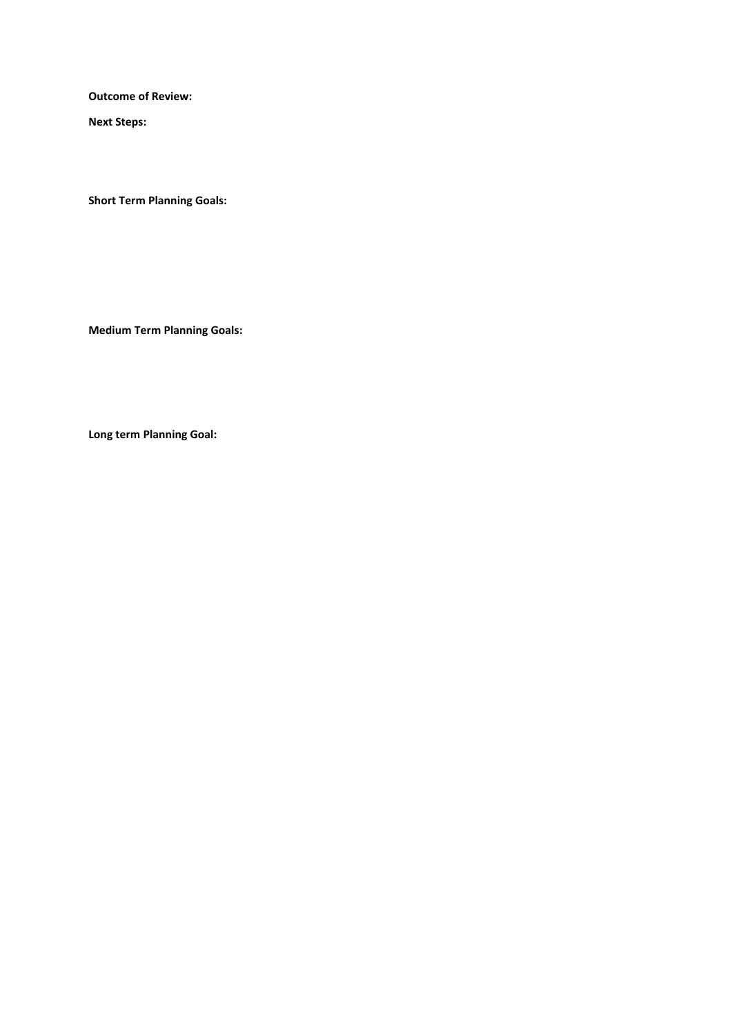**Outcome of Review:**

**Next Steps:**

**Short Term Planning Goals:**

**Medium Term Planning Goals:**

**Long term Planning Goal:**